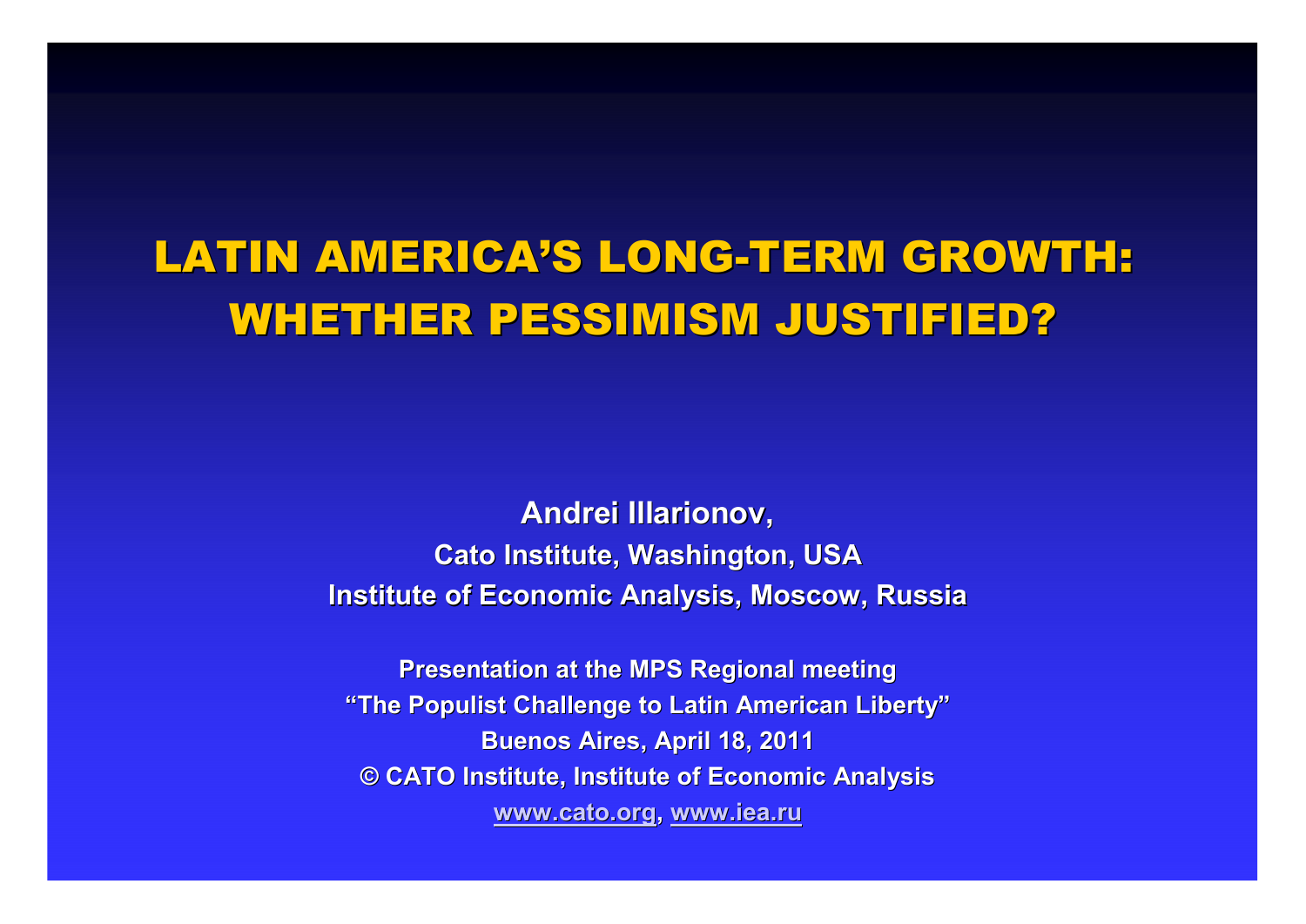# LATIN AMERICA'S LONG-TERM GROWTH: WHETHER PESSIMISM JUSTIFIED?

**Andrei Illarionov,**

**Cato Institute, Washington, USA**

**Institute of Economic Analysis, Moscow, Russia**

**Presentation at the MPS Regional meeting**

**"The Populist Challenge to Latin American Liberty"**

**Buenos Aires, April 18, 2011**

**© CATO Institute, Institute of Economic Analysis**

**www.cato.org, www.iea.ru**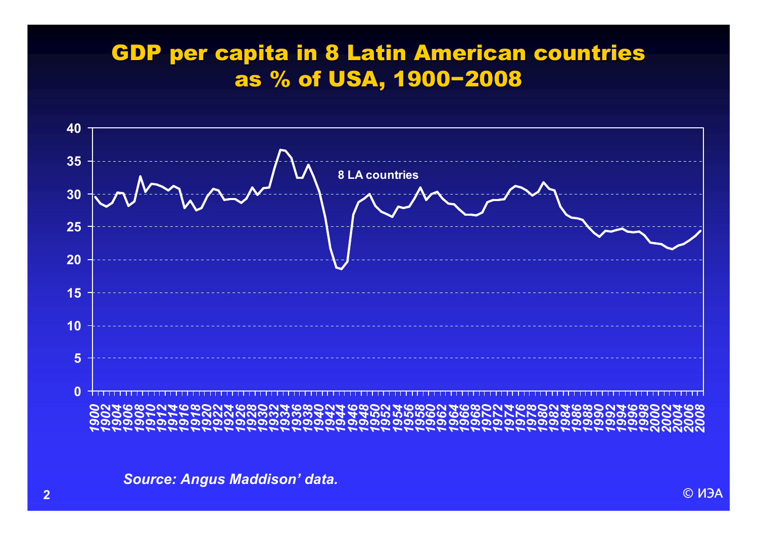# GDP per capita in 8 Latin American countries as % of USA, 1900–2008

*Source: Angus Maddison' data.*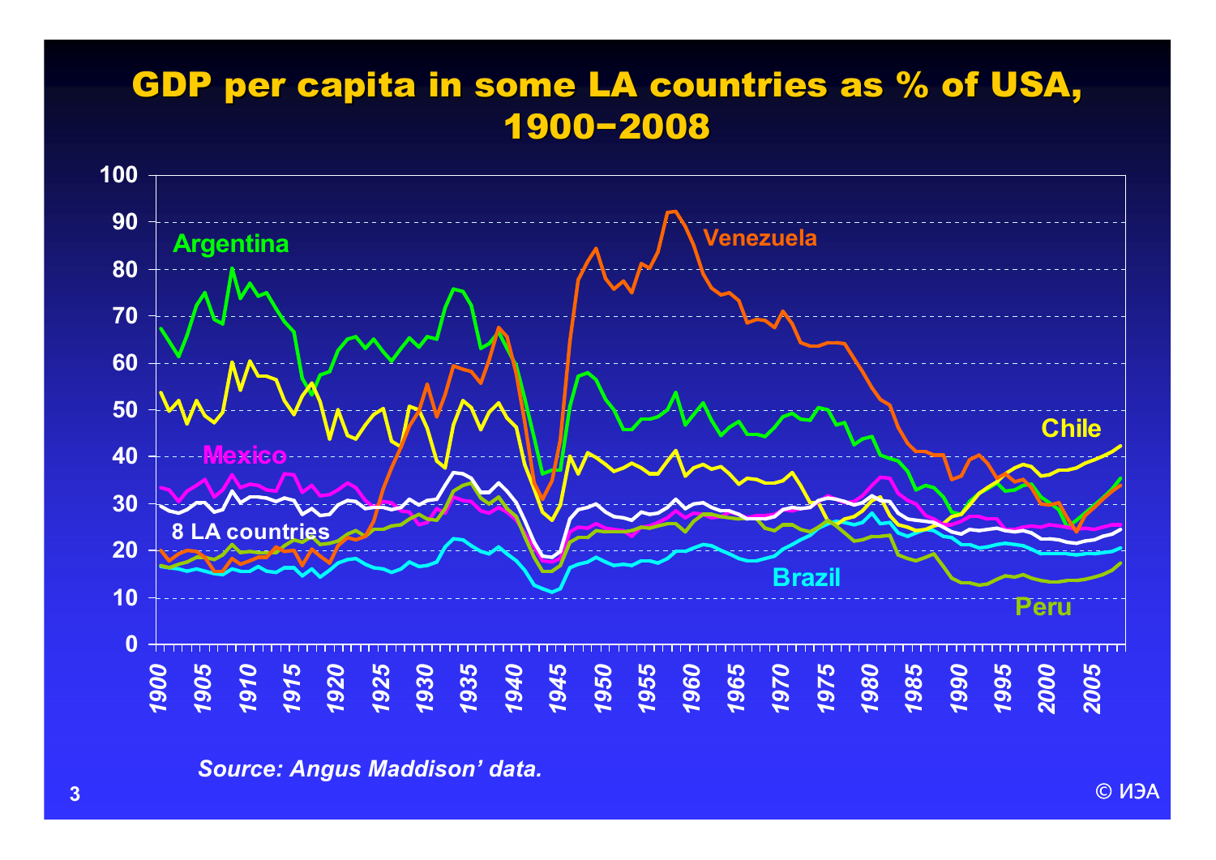# GDP per capita in some LA countries as % of USA, 1900–2008

*Source: Angus Maddison' data.*

© ИЭА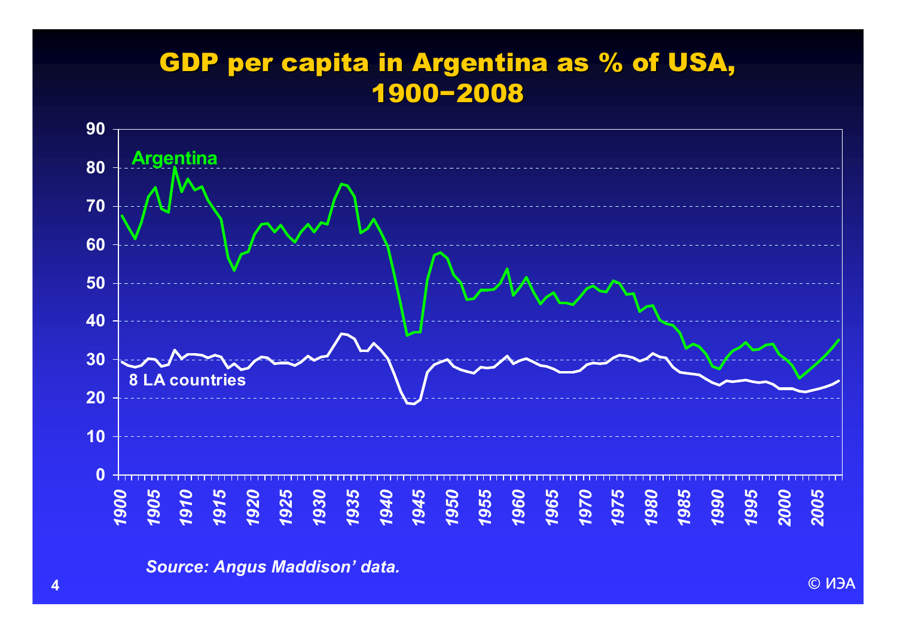# GDP per capita in Argentina as % of USA, 1900–2008

*Source: Angus Maddison' data.*

© ИЭА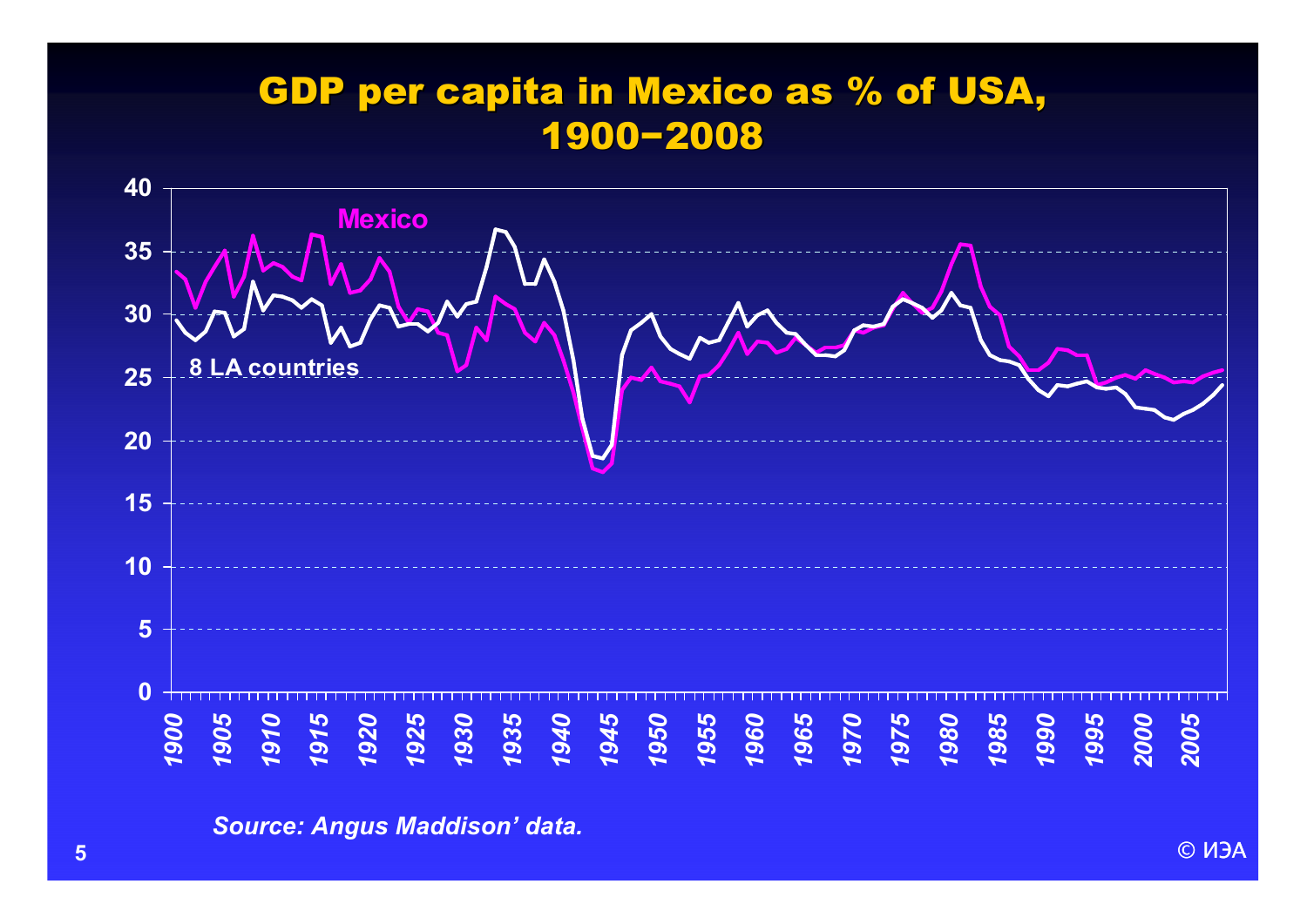# GDP per capita in Mexico as % of USA, 1900–2008

Mexico

8 LA countries

*Source: Angus Maddison' data.*

© ИЭА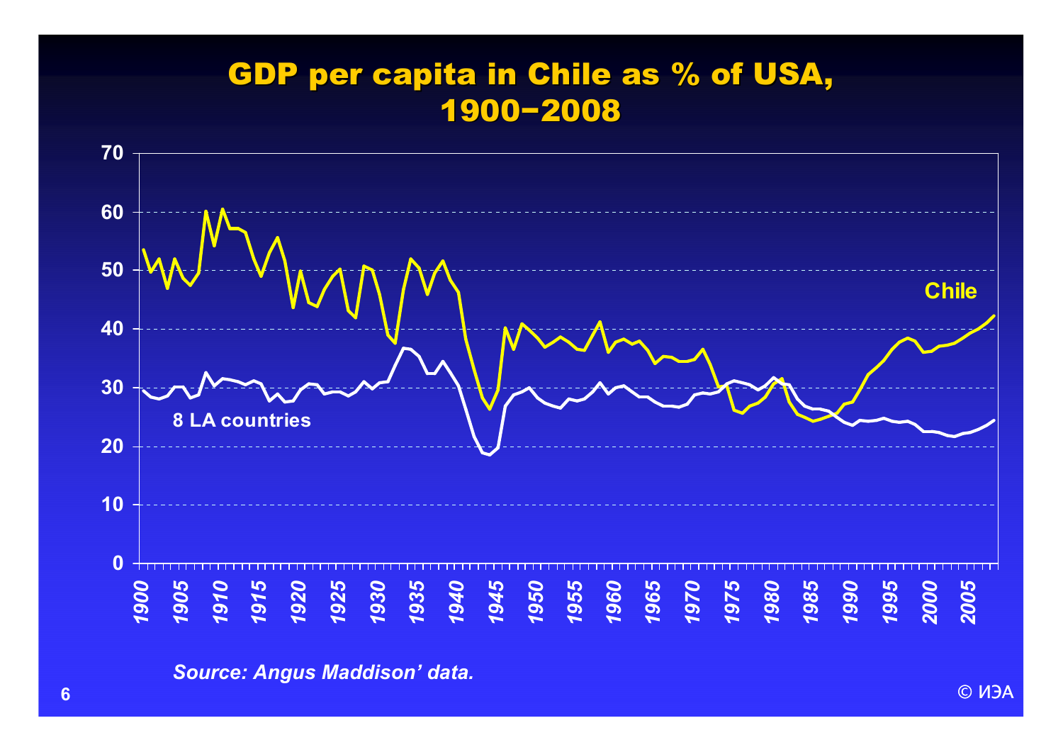# GDP per capita in Chile as % of USA, 1900–2008

*Source: Angus Maddison' data.*

© ИЭА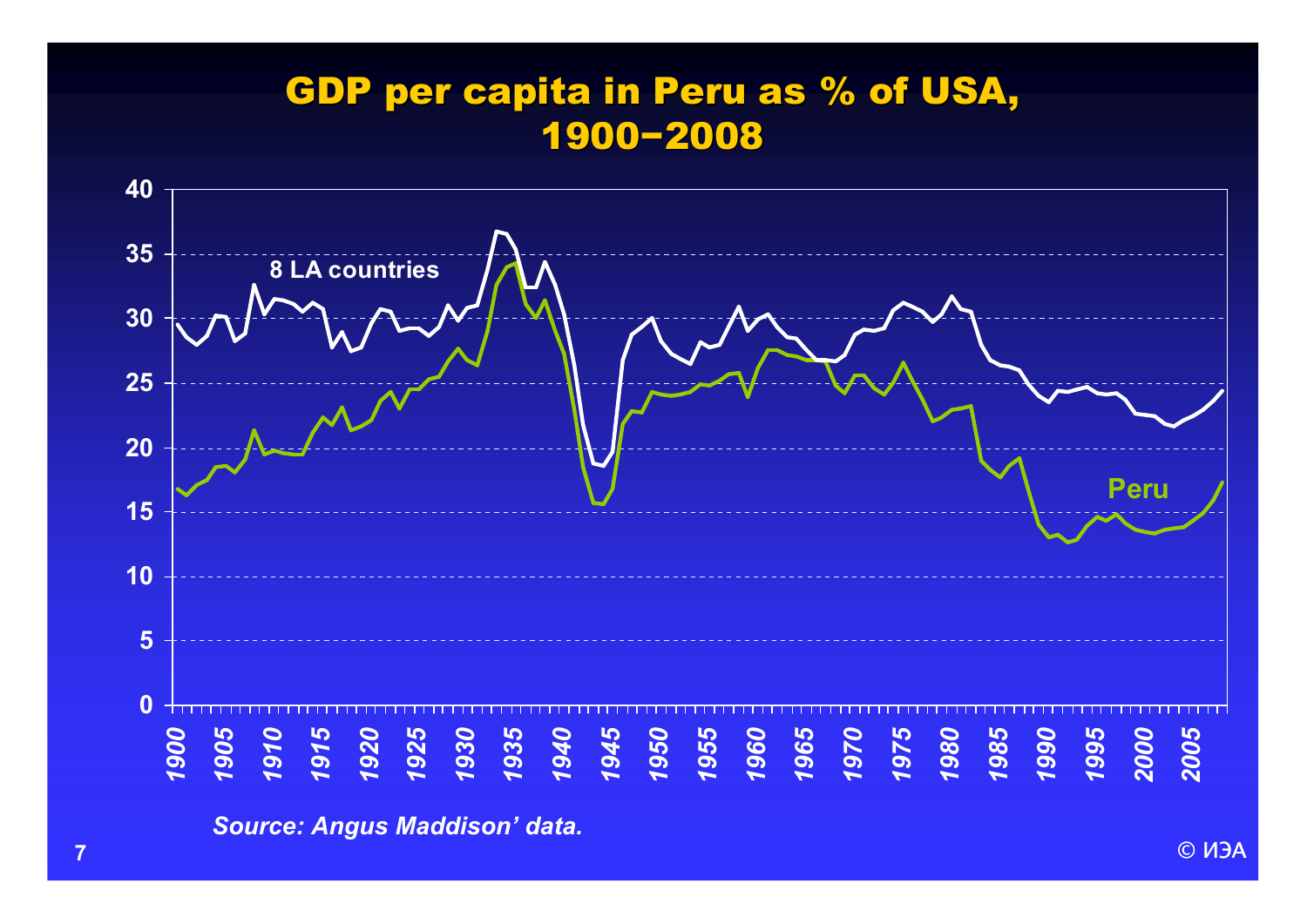# GDP per capita in Peru as % of USA, 1900–2008

*Source: Angus Maddison' data.*

© ИЭА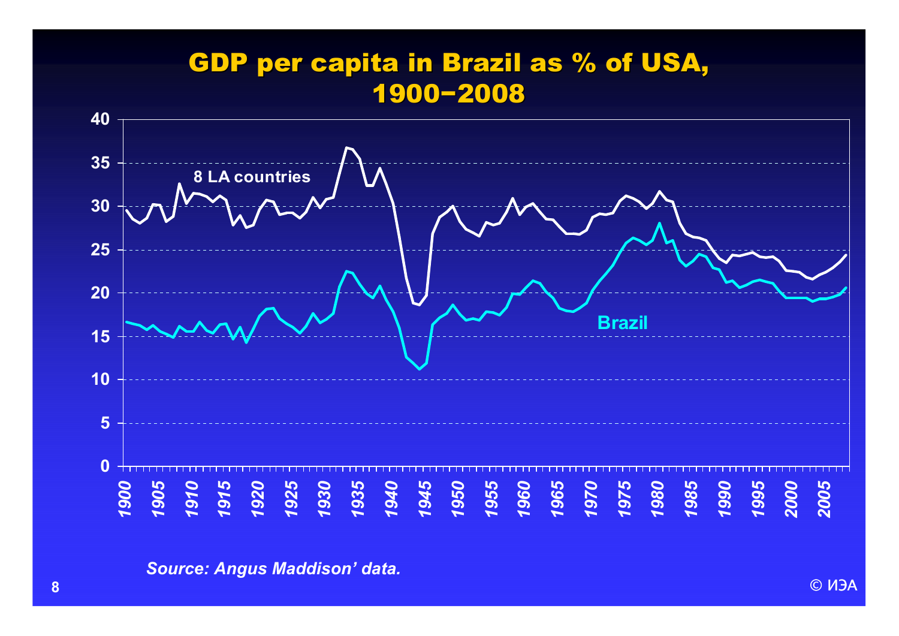# GDP per capita in Brazil as % of USA, 1900–2008

*Source: Angus Maddison' data.*

© ИЭА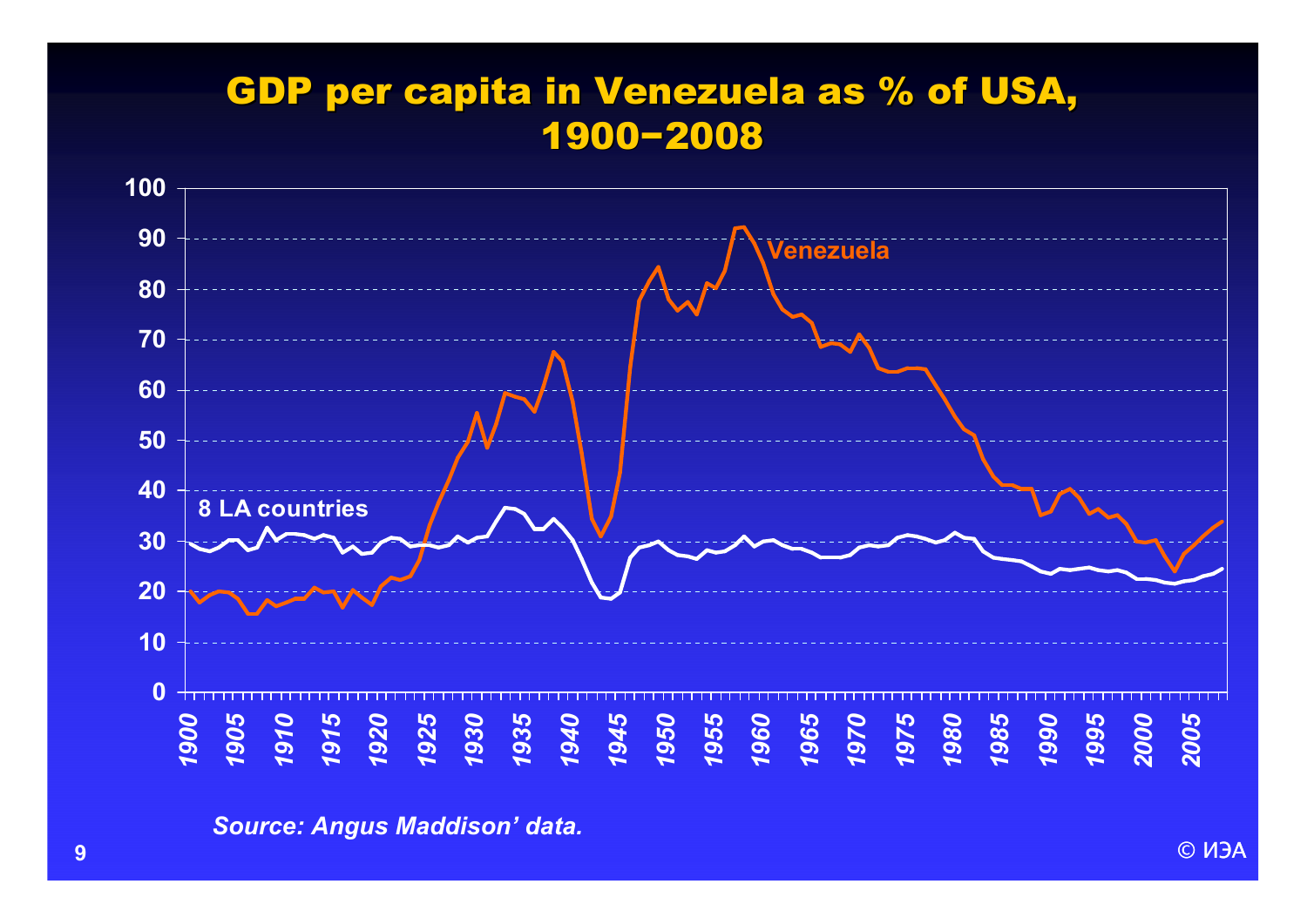# GDP per capita in Venezuela as % of USA, 1900–2008

Venezuela

8 LA countries

100
90
80
70
60
50
40
30
20
10
0

1900 1905 1910 1915 1920 1925 1930 1935 1940 1945 1950 1955 1960 1965 1970 1975 1980 1985 1990 1995 2000 2005

*Source: Angus Maddison' data.*

© ИЭА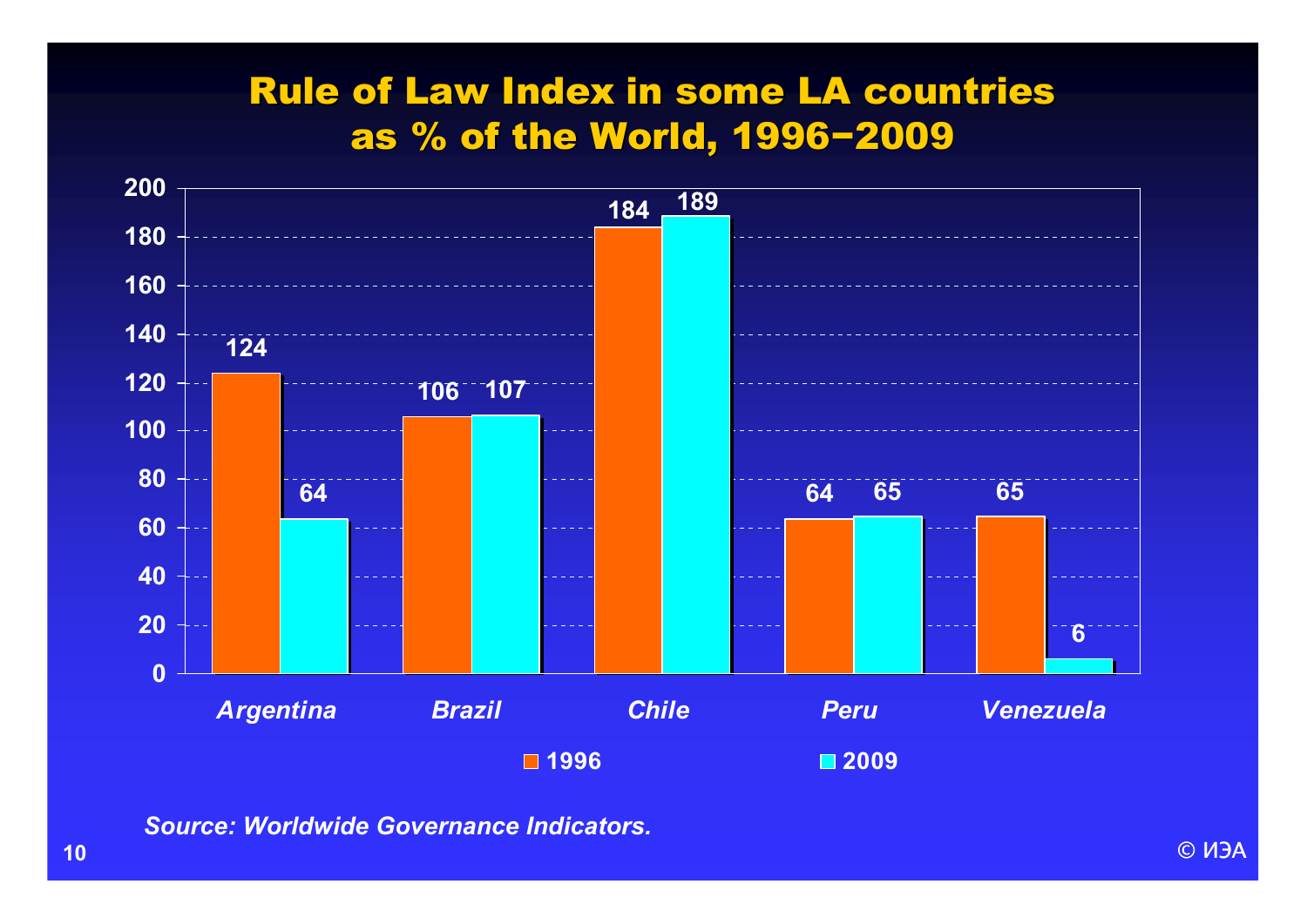# Rule of Law Index in some LA countries as % of the World, 1996−2009

200
180
160
140
120
100
80
60
40
20
0

124
64
106
107
184
189
64
65
65
6

*Argentina*
*Brazil*
*Chile*
*Peru*
*Venezuela*

1996
2009

*Source: Worldwide Governance Indicators.*

© ИЭА